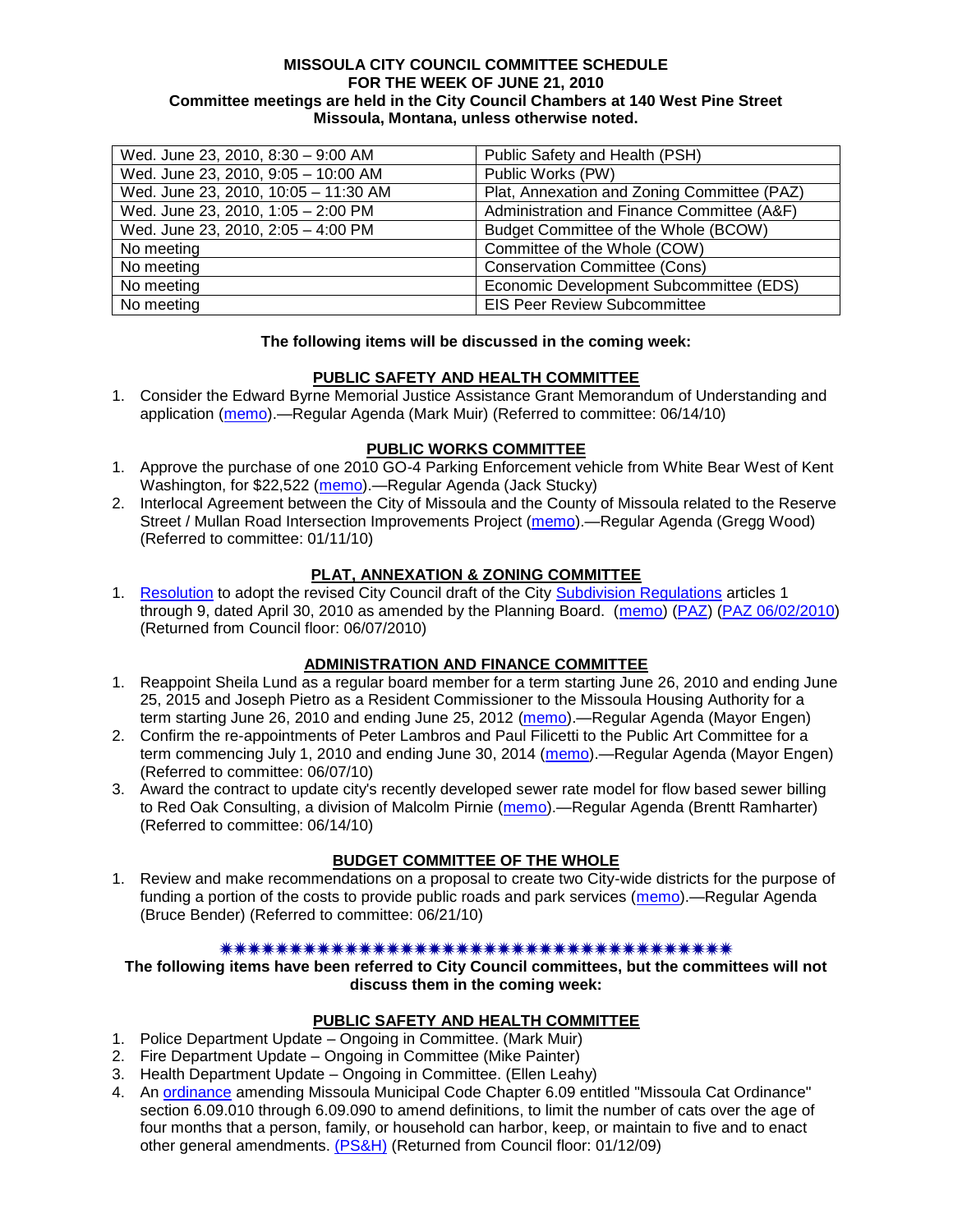**MISSOULA CITY COUNCIL COMMITTEE SCHEDULE**
**FOR THE WEEK OF JUNE 21, 2010**
**Committee meetings are held in the City Council Chambers at 140 West Pine Street**
**Missoula, Montana, unless otherwise noted.**

| | |
|---|---|
| Wed. June 23, 2010, 8:30 – 9:00 AM | Public Safety and Health (PSH) |
| Wed. June 23, 2010, 9:05 – 10:00 AM | Public Works (PW) |
| Wed. June 23, 2010, 10:05 – 11:30 AM | Plat, Annexation and Zoning Committee (PAZ) |
| Wed. June 23, 2010, 1:05 – 2:00 PM | Administration and Finance Committee (A&F) |
| Wed. June 23, 2010, 2:05 – 4:00 PM | Budget Committee of the Whole (BCOW) |
| No meeting | Committee of the Whole (COW) |
| No meeting | Conservation Committee (Cons) |
| No meeting | Economic Development Subcommittee (EDS) |
| No meeting | EIS Peer Review Subcommittee |

**The following items will be discussed in the coming week:**

**PUBLIC SAFETY AND HEALTH COMMITTEE**

1. Consider the Edward Byrne Memorial Justice Assistance Grant Memorandum of Understanding and application (memo).—Regular Agenda (Mark Muir) (Referred to committee: 06/14/10)

**PUBLIC WORKS COMMITTEE**

1. Approve the purchase of one 2010 GO-4 Parking Enforcement vehicle from White Bear West of Kent Washington, for $22,522 (memo).—Regular Agenda (Jack Stucky)
2. Interlocal Agreement between the City of Missoula and the County of Missoula related to the Reserve Street / Mullan Road Intersection Improvements Project (memo).—Regular Agenda (Gregg Wood) (Referred to committee: 01/11/10)

**PLAT, ANNEXATION & ZONING COMMITTEE**

1. Resolution to adopt the revised City Council draft of the City Subdivision Regulations articles 1 through 9, dated April 30, 2010 as amended by the Planning Board. (memo) (PAZ) (PAZ 06/02/2010) (Returned from Council floor: 06/07/2010)

**ADMINISTRATION AND FINANCE COMMITTEE**

1. Reappoint Sheila Lund as a regular board member for a term starting June 26, 2010 and ending June 25, 2015 and Joseph Pietro as a Resident Commissioner to the Missoula Housing Authority for a term starting June 26, 2010 and ending June 25, 2012 (memo).—Regular Agenda (Mayor Engen)
2. Confirm the re-appointments of Peter Lambros and Paul Filicetti to the Public Art Committee for a term commencing July 1, 2010 and ending June 30, 2014 (memo).—Regular Agenda (Mayor Engen) (Referred to committee: 06/07/10)
3. Award the contract to update city's recently developed sewer rate model for flow based sewer billing to Red Oak Consulting, a division of Malcolm Pirnie (memo).—Regular Agenda (Brentt Ramharter) (Referred to committee: 06/14/10)

**BUDGET COMMITTEE OF THE WHOLE**

1. Review and make recommendations on a proposal to create two City-wide districts for the purpose of funding a portion of the costs to provide public roads and park services (memo).—Regular Agenda (Bruce Bender) (Referred to committee: 06/21/10)

✷✷✷✷✷✷✷✷✷✷✷✷✷✷✷✷✷✷✷✷✷✷✷✷✷✷✷✷✷✷✷✷✷✷✷✷✷✷✷✷

**The following items have been referred to City Council committees, but the committees will not discuss them in the coming week:**

**PUBLIC SAFETY AND HEALTH COMMITTEE**

1. Police Department Update – Ongoing in Committee. (Mark Muir)
2. Fire Department Update – Ongoing in Committee (Mike Painter)
3. Health Department Update – Ongoing in Committee. (Ellen Leahy)
4. An ordinance amending Missoula Municipal Code Chapter 6.09 entitled "Missoula Cat Ordinance" section 6.09.010 through 6.09.090 to amend definitions, to limit the number of cats over the age of four months that a person, family, or household can harbor, keep, or maintain to five and to enact other general amendments. (PS&H) (Returned from Council floor: 01/12/09)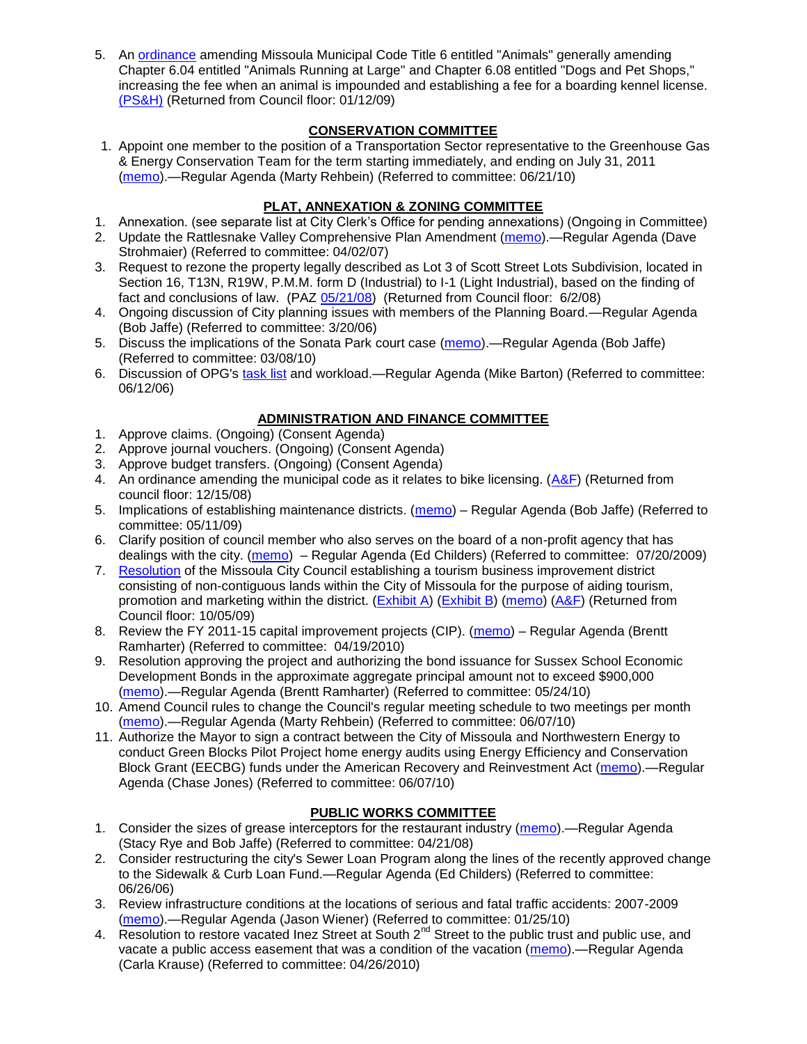5. An ordinance amending Missoula Municipal Code Title 6 entitled "Animals" generally amending Chapter 6.04 entitled "Animals Running at Large" and Chapter 6.08 entitled "Dogs and Pet Shops," increasing the fee when an animal is impounded and establishing a fee for a boarding kennel license. (PS&H) (Returned from Council floor: 01/12/09)

## CONSERVATION COMMITTEE

1. Appoint one member to the position of a Transportation Sector representative to the Greenhouse Gas & Energy Conservation Team for the term starting immediately, and ending on July 31, 2011 (memo).—Regular Agenda (Marty Rehbein) (Referred to committee: 06/21/10)

## PLAT, ANNEXATION & ZONING COMMITTEE

1. Annexation. (see separate list at City Clerk's Office for pending annexations) (Ongoing in Committee)
2. Update the Rattlesnake Valley Comprehensive Plan Amendment (memo).—Regular Agenda (Dave Strohmaier) (Referred to committee: 04/02/07)
3. Request to rezone the property legally described as Lot 3 of Scott Street Lots Subdivision, located in Section 16, T13N, R19W, P.M.M. form D (Industrial) to I-1 (Light Industrial), based on the finding of fact and conclusions of law. (PAZ 05/21/08) (Returned from Council floor: 6/2/08)
4. Ongoing discussion of City planning issues with members of the Planning Board.—Regular Agenda (Bob Jaffe) (Referred to committee: 3/20/06)
5. Discuss the implications of the Sonata Park court case (memo).—Regular Agenda (Bob Jaffe) (Referred to committee: 03/08/10)
6. Discussion of OPG's task list and workload.—Regular Agenda (Mike Barton) (Referred to committee: 06/12/06)

## ADMINISTRATION AND FINANCE COMMITTEE

1. Approve claims. (Ongoing) (Consent Agenda)
2. Approve journal vouchers. (Ongoing) (Consent Agenda)
3. Approve budget transfers. (Ongoing) (Consent Agenda)
4. An ordinance amending the municipal code as it relates to bike licensing. (A&F) (Returned from council floor: 12/15/08)
5. Implications of establishing maintenance districts. (memo) – Regular Agenda (Bob Jaffe) (Referred to committee: 05/11/09)
6. Clarify position of council member who also serves on the board of a non-profit agency that has dealings with the city. (memo) – Regular Agenda (Ed Childers) (Referred to committee: 07/20/2009)
7. Resolution of the Missoula City Council establishing a tourism business improvement district consisting of non-contiguous lands within the City of Missoula for the purpose of aiding tourism, promotion and marketing within the district. (Exhibit A) (Exhibit B) (memo) (A&F) (Returned from Council floor: 10/05/09)
8. Review the FY 2011-15 capital improvement projects (CIP). (memo) – Regular Agenda (Brentt Ramharter) (Referred to committee: 04/19/2010)
9. Resolution approving the project and authorizing the bond issuance for Sussex School Economic Development Bonds in the approximate aggregate principal amount not to exceed $900,000 (memo).—Regular Agenda (Brentt Ramharter) (Referred to committee: 05/24/10)
10. Amend Council rules to change the Council's regular meeting schedule to two meetings per month (memo).—Regular Agenda (Marty Rehbein) (Referred to committee: 06/07/10)
11. Authorize the Mayor to sign a contract between the City of Missoula and Northwestern Energy to conduct Green Blocks Pilot Project home energy audits using Energy Efficiency and Conservation Block Grant (EECBG) funds under the American Recovery and Reinvestment Act (memo).—Regular Agenda (Chase Jones) (Referred to committee: 06/07/10)

## PUBLIC WORKS COMMITTEE

1. Consider the sizes of grease interceptors for the restaurant industry (memo).—Regular Agenda (Stacy Rye and Bob Jaffe) (Referred to committee: 04/21/08)
2. Consider restructuring the city's Sewer Loan Program along the lines of the recently approved change to the Sidewalk & Curb Loan Fund.—Regular Agenda (Ed Childers) (Referred to committee: 06/26/06)
3. Review infrastructure conditions at the locations of serious and fatal traffic accidents: 2007-2009 (memo).—Regular Agenda (Jason Wiener) (Referred to committee: 01/25/10)
4. Resolution to restore vacated Inez Street at South 2nd Street to the public trust and public use, and vacate a public access easement that was a condition of the vacation (memo).—Regular Agenda (Carla Krause) (Referred to committee: 04/26/2010)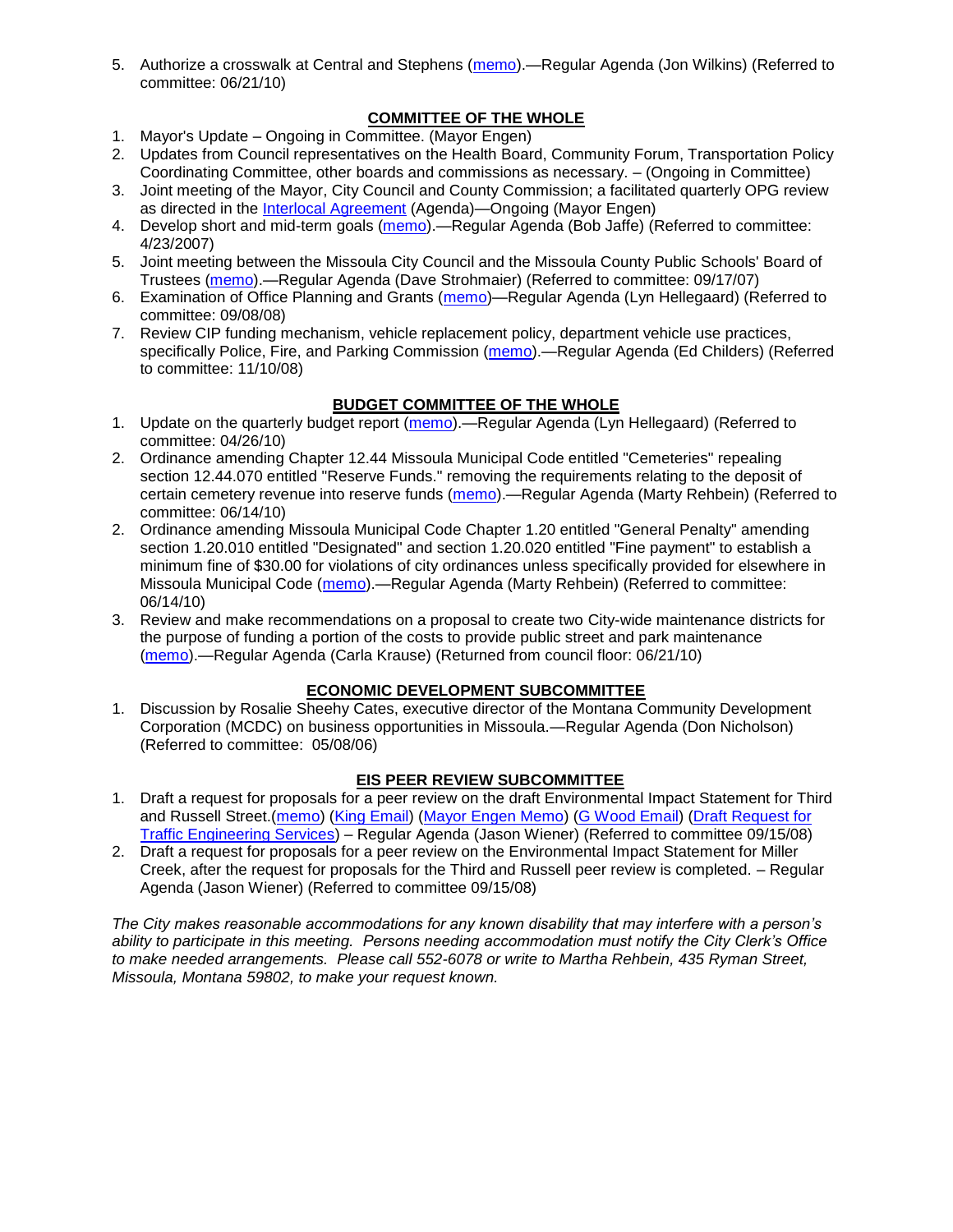5. Authorize a crosswalk at Central and Stephens (memo).—Regular Agenda (Jon Wilkins) (Referred to committee: 06/21/10)

**COMMITTEE OF THE WHOLE**

1. Mayor's Update – Ongoing in Committee. (Mayor Engen)
2. Updates from Council representatives on the Health Board, Community Forum, Transportation Policy Coordinating Committee, other boards and commissions as necessary. – (Ongoing in Committee)
3. Joint meeting of the Mayor, City Council and County Commission; a facilitated quarterly OPG review as directed in the Interlocal Agreement (Agenda)—Ongoing (Mayor Engen)
4. Develop short and mid-term goals (memo).—Regular Agenda (Bob Jaffe) (Referred to committee: 4/23/2007)
5. Joint meeting between the Missoula City Council and the Missoula County Public Schools' Board of Trustees (memo).—Regular Agenda (Dave Strohmaier) (Referred to committee: 09/17/07)
6. Examination of Office Planning and Grants (memo)—Regular Agenda (Lyn Hellegaard) (Referred to committee: 09/08/08)
7. Review CIP funding mechanism, vehicle replacement policy, department vehicle use practices, specifically Police, Fire, and Parking Commission (memo).—Regular Agenda (Ed Childers) (Referred to committee: 11/10/08)

**BUDGET COMMITTEE OF THE WHOLE**

1. Update on the quarterly budget report (memo).—Regular Agenda (Lyn Hellegaard) (Referred to committee: 04/26/10)
2. Ordinance amending Chapter 12.44 Missoula Municipal Code entitled "Cemeteries" repealing section 12.44.070 entitled "Reserve Funds." removing the requirements relating to the deposit of certain cemetery revenue into reserve funds (memo).—Regular Agenda (Marty Rehbein) (Referred to committee: 06/14/10)
2. Ordinance amending Missoula Municipal Code Chapter 1.20 entitled "General Penalty" amending section 1.20.010 entitled "Designated" and section 1.20.020 entitled "Fine payment" to establish a minimum fine of $30.00 for violations of city ordinances unless specifically provided for elsewhere in Missoula Municipal Code (memo).—Regular Agenda (Marty Rehbein) (Referred to committee: 06/14/10)
3. Review and make recommendations on a proposal to create two City-wide maintenance districts for the purpose of funding a portion of the costs to provide public street and park maintenance (memo).—Regular Agenda (Carla Krause) (Returned from council floor: 06/21/10)

**ECONOMIC DEVELOPMENT SUBCOMMITTEE**

1. Discussion by Rosalie Sheehy Cates, executive director of the Montana Community Development Corporation (MCDC) on business opportunities in Missoula.—Regular Agenda (Don Nicholson) (Referred to committee: 05/08/06)

**EIS PEER REVIEW SUBCOMMITTEE**

1. Draft a request for proposals for a peer review on the draft Environmental Impact Statement for Third and Russell Street.(memo) (King Email) (Mayor Engen Memo) (G Wood Email) (Draft Request for Traffic Engineering Services) – Regular Agenda (Jason Wiener) (Referred to committee 09/15/08)
2. Draft a request for proposals for a peer review on the Environmental Impact Statement for Miller Creek, after the request for proposals for the Third and Russell peer review is completed. – Regular Agenda (Jason Wiener) (Referred to committee 09/15/08)

*The City makes reasonable accommodations for any known disability that may interfere with a person's ability to participate in this meeting. Persons needing accommodation must notify the City Clerk's Office to make needed arrangements. Please call 552-6078 or write to Martha Rehbein, 435 Ryman Street, Missoula, Montana 59802, to make your request known.*